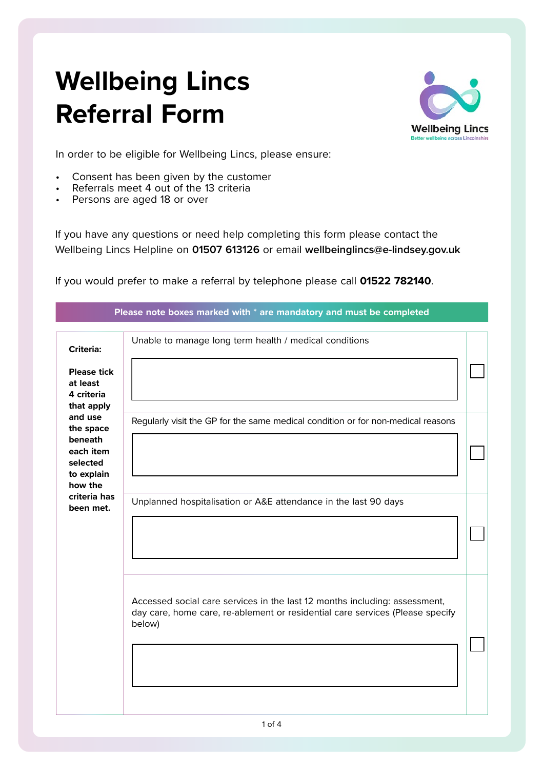# Wellbeing Lincs Referral Form

Wellbeing Lincs
Better wellbeing across Lincolnshire

In order to be eligible for Wellbeing Lincs, please ensure:

- Consent has been given by the customer
- Referrals meet 4 out of the 13 criteria
- Persons are aged 18 or over

If you have any questions or need help completing this form please contact the Wellbeing Lincs Helpline on **01507 613126** or email **wellbeinglincs@e-lindsey.gov.uk**

If you would prefer to make a referral by telephone please call **01522 782140**.

**Please note boxes marked with * are mandatory and must be completed**

| **Criteria:**<br><br>**Please tick at least 4 criteria that apply and use the space beneath each item selected to explain how the criteria has been met.** | | |
|---|---|---|
| | Unable to manage long term health / medical conditions | ☐ |
| | Regularly visit the GP for the same medical condition or for non-medical reasons | ☐ |
| | Unplanned hospitalisation or A&E attendance in the last 90 days | ☐ |
| | Accessed social care services in the last 12 months including: assessment, day care, home care, re-ablement or residential care services (Please specify below) | ☐ |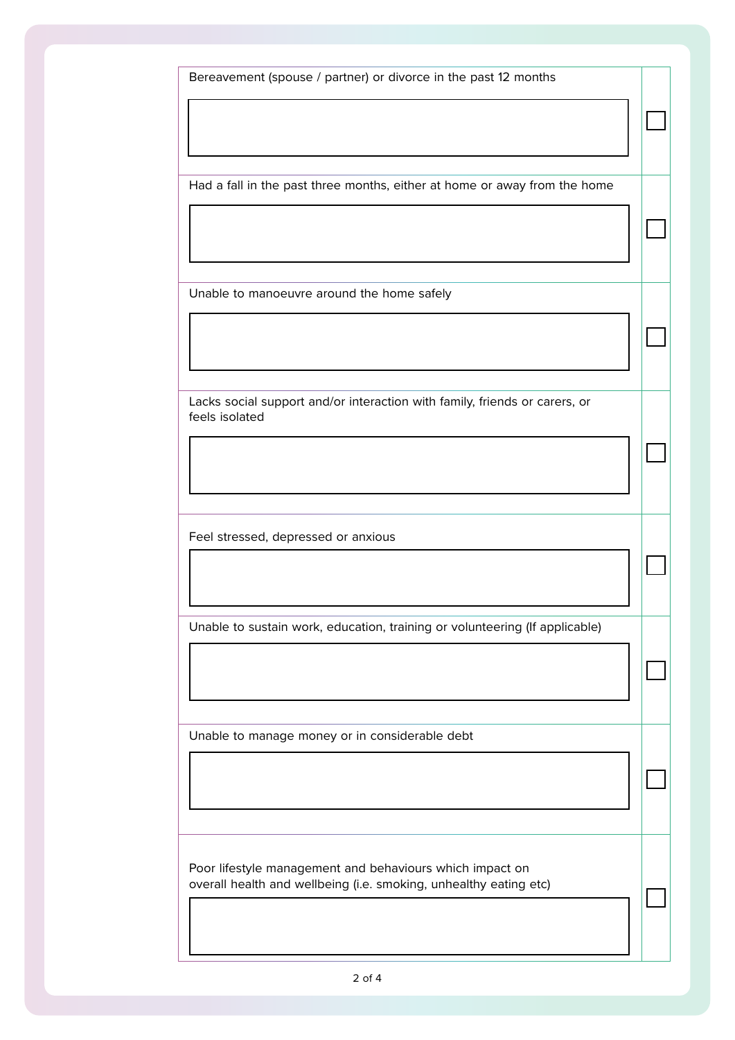Bereavement (spouse / partner) or divorce in the past 12 months

☐

Had a fall in the past three months, either at home or away from the home

☐

Unable to manoeuvre around the home safely

☐

Lacks social support and/or interaction with family, friends or carers, or feels isolated

☐

Feel stressed, depressed or anxious

☐

Unable to sustain work, education, training or volunteering (If applicable)

☐

Unable to manage money or in considerable debt

☐

Poor lifestyle management and behaviours which impact on overall health and wellbeing (i.e. smoking, unhealthy eating etc)

☐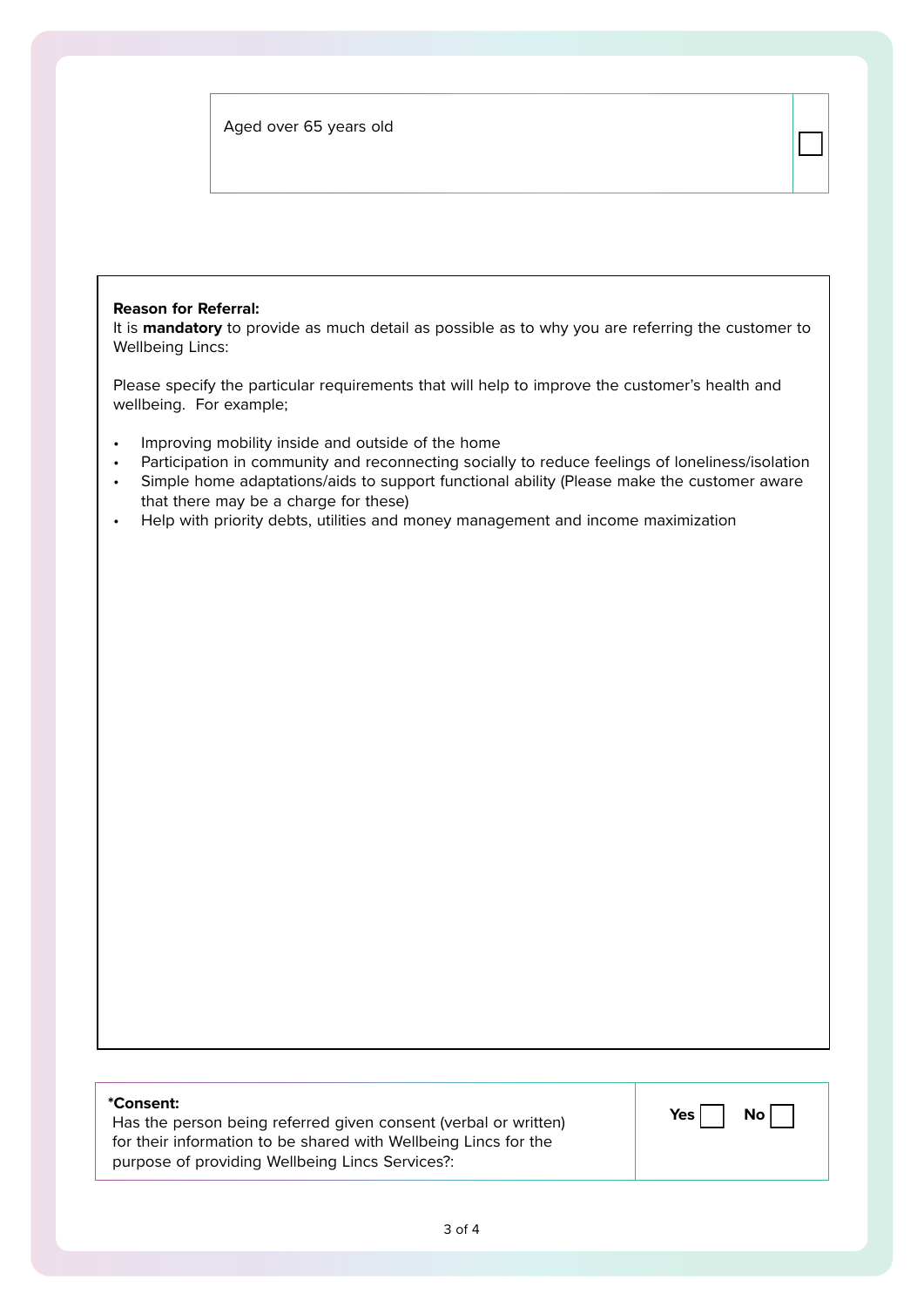| | |
|---|---|
| Aged over 65 years old | ☐ |

**Reason for Referral:**
It is **mandatory** to provide as much detail as possible as to why you are referring the customer to Wellbeing Lincs:

Please specify the particular requirements that will help to improve the customer's health and wellbeing. For example;

- Improving mobility inside and outside of the home
- Participation in community and reconnecting socially to reduce feelings of loneliness/isolation
- Simple home adaptations/aids to support functional ability (Please make the customer aware that there may be a charge for these)
- Help with priority debts, utilities and money management and income maximization

| | |
|---|---|
| ***Consent:** Has the person being referred given consent (verbal or written) for their information to be shared with Wellbeing Lincs for the purpose of providing Wellbeing Lincs Services?: | **Yes** ☐ **No** ☐ |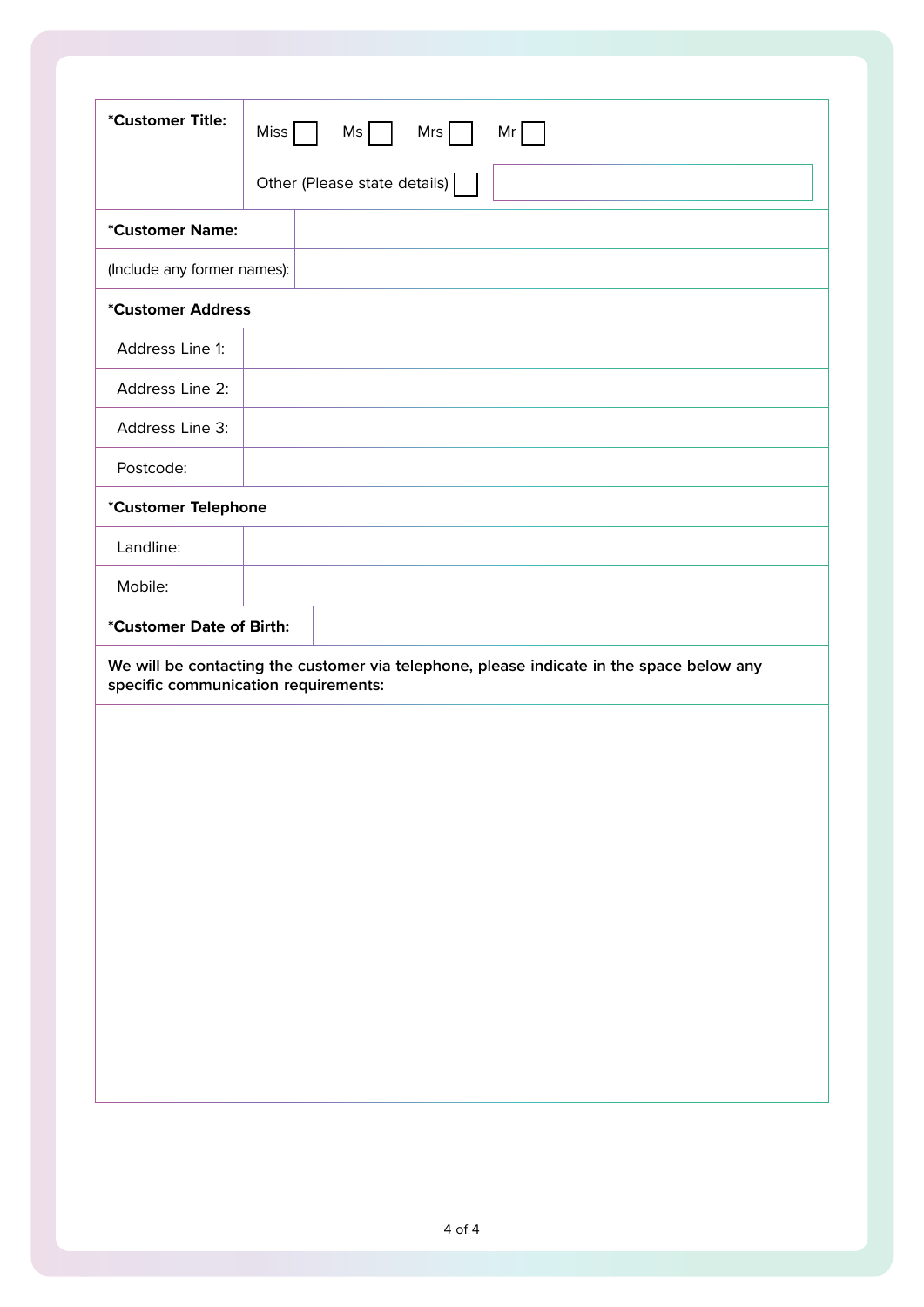| | |
|---|---|
| **\*Customer Title:** | Miss ☐ Ms ☐ Mrs ☐ Mr ☐ <br> Other (Please state details) ☐ |
| **\*Customer Name:** | |
| (Include any former names): | |
| **\*Customer Address** | |
| Address Line 1: | |
| Address Line 2: | |
| Address Line 3: | |
| Postcode: | |
| **\*Customer Telephone** | |
| Landline: | |
| Mobile: | |
| **\*Customer Date of Birth:** | |

**We will be contacting the customer via telephone, please indicate in the space below any specific communication requirements:**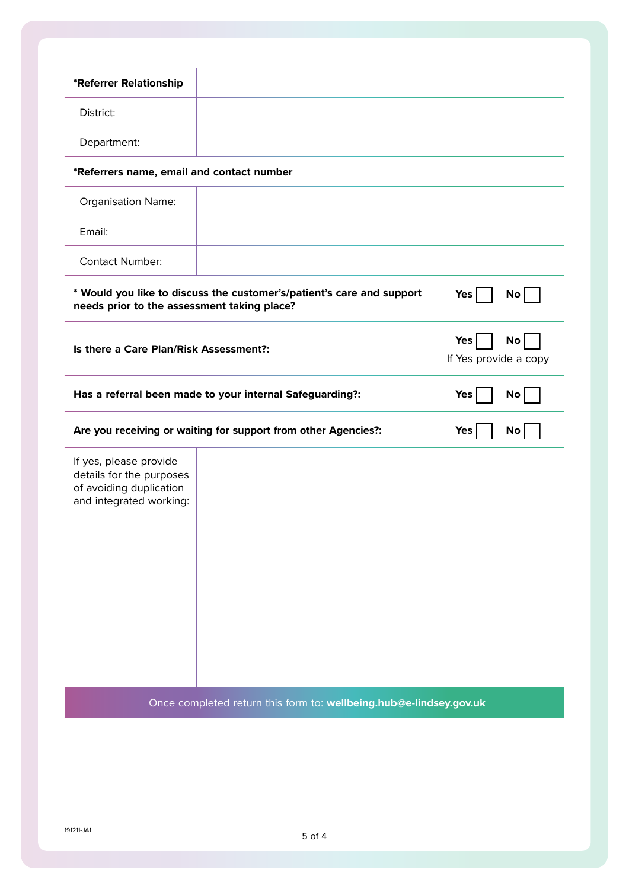| | |
|---|---|
| ***Referrer Relationship** | |
| District: | |
| Department: | |
| ***Referrers name, email and contact number** | |
| Organisation Name: | |
| Email: | |
| Contact Number: | |
| *** Would you like to discuss the customer's/patient's care and support needs prior to the assessment taking place?** | **Yes** ☐ **No** ☐ |
| **Is there a Care Plan/Risk Assessment?:** | **Yes** ☐ **No** ☐ If Yes provide a copy |
| **Has a referral been made to your internal Safeguarding?:** | **Yes** ☐ **No** ☐ |
| **Are you receiving or waiting for support from other Agencies?:** | **Yes** ☐ **No** ☐ |
| If yes, please provide details for the purposes of avoiding duplication and integrated working: | |

Once completed return this form to: **wellbeing.hub@e-lindsey.gov.uk**

191211-JA1